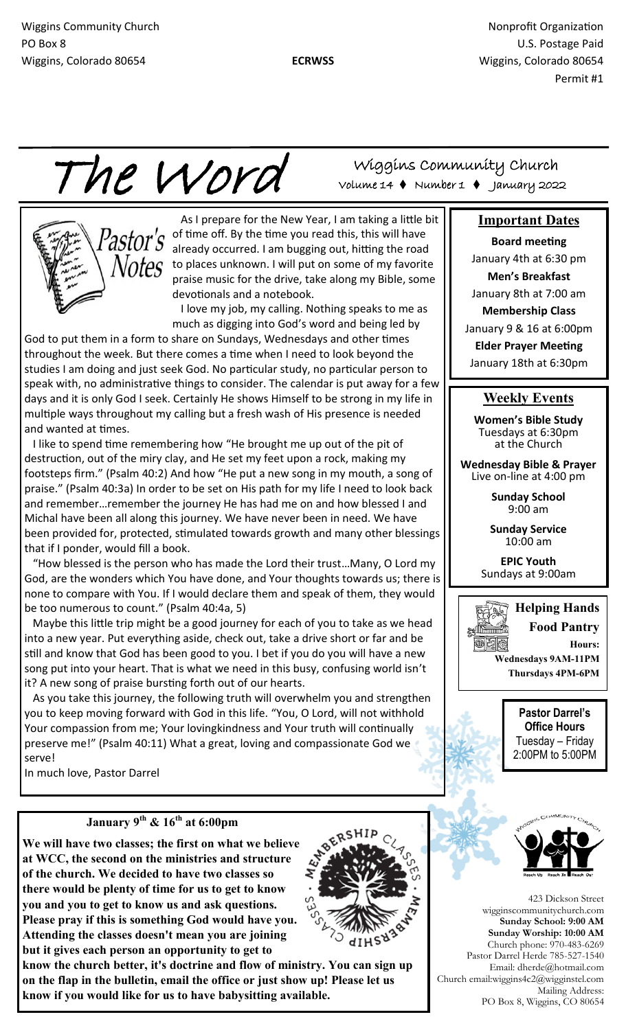Wiggins Community Church
PO Box 8
Wiggins, Colorado 80654

**ECRWSS**

Nonprofit Organization
U.S. Postage Paid
Wiggins, Colorado 80654
Permit #1

# The Word

Wiggins Community Church
Volume 14 ♦ Number 1 ♦ January 2022

## Pastor's Notes

As I prepare for the New Year, I am taking a little bit of time off. By the time you read this, this will have already occurred. I am bugging out, hitting the road to places unknown. I will put on some of my favorite praise music for the drive, take along my Bible, some devotionals and a notebook.

I love my job, my calling. Nothing speaks to me as much as digging into God's word and being led by God to put them in a form to share on Sundays, Wednesdays and other times throughout the week. But there comes a time when I need to look beyond the studies I am doing and just seek God. No particular study, no particular person to speak with, no administrative things to consider. The calendar is put away for a few days and it is only God I seek. Certainly He shows Himself to be strong in my life in multiple ways throughout my calling but a fresh wash of His presence is needed and wanted at times.

I like to spend time remembering how "He brought me up out of the pit of destruction, out of the miry clay, and He set my feet upon a rock, making my footsteps firm." (Psalm 40:2) And how "He put a new song in my mouth, a song of praise." (Psalm 40:3a) In order to be set on His path for my life I need to look back and remember…remember the journey He has had me on and how blessed I and Michal have been all along this journey. We have never been in need. We have been provided for, protected, stimulated towards growth and many other blessings that if I ponder, would fill a book.

"How blessed is the person who has made the Lord their trust…Many, O Lord my God, are the wonders which You have done, and Your thoughts towards us; there is none to compare with You. If I would declare them and speak of them, they would be too numerous to count." (Psalm 40:4a, 5)

Maybe this little trip might be a good journey for each of you to take as we head into a new year. Put everything aside, check out, take a drive short or far and be still and know that God has been good to you. I bet if you do you will have a new song put into your heart. That is what we need in this busy, confusing world isn't it? A new song of praise bursting forth out of our hearts.

As you take this journey, the following truth will overwhelm you and strengthen you to keep moving forward with God in this life. "You, O Lord, will not withhold Your compassion from me; Your lovingkindness and Your truth will continually preserve me!" (Psalm 40:11) What a great, loving and compassionate God we serve!

In much love, Pastor Darrel

## Important Dates

**Board meeting**
January 4th at 6:30 pm

**Men's Breakfast**
January 8th at 7:00 am

**Membership Class**
January 9 & 16 at 6:00pm

**Elder Prayer Meeting**
January 18th at 6:30pm

## Weekly Events

**Women's Bible Study**
Tuesdays at 6:30pm at the Church

**Wednesday Bible & Prayer**
Live on-line at 4:00 pm

**Sunday School**
9:00 am

**Sunday Service**
10:00 am

**EPIC Youth**
Sundays at 9:00am

**Helping Hands Food Pantry**

**Hours:**
**Wednesdays 9AM-11PM**
**Thursdays 4PM-6PM**

**Pastor Darrel's Office Hours**
Tuesday – Friday
2:00PM to 5:00PM

## January 9th & 16th at 6:00pm

Membership Classes

**We will have two classes; the first on what we believe at WCC, the second on the ministries and structure of the church. We decided to have two classes so there would be plenty of time for us to get to know you and you to get to know us and ask questions. Please pray if this is something God would have you. Attending the classes doesn't mean you are joining but it gives each person an opportunity to get to know the church better, it's doctrine and flow of ministry. You can sign up on the flap in the bulletin, email the office or just show up! Please let us know if you would like for us to have babysitting available.**

Wiggins Community Church
Reach Up · Reach In · Reach Out

423 Dickson Street
wigginscommunitychurch.com
**Sunday School: 9:00 AM**
**Sunday Worship: 10:00 AM**
Church phone: 970-483-6269
Pastor Darrel Herde 785-527-1540
Email: dherde@hotmail.com
Church email:wiggins4c2@wigginstel.com
Mailing Address:
PO Box 8, Wiggins, CO 80654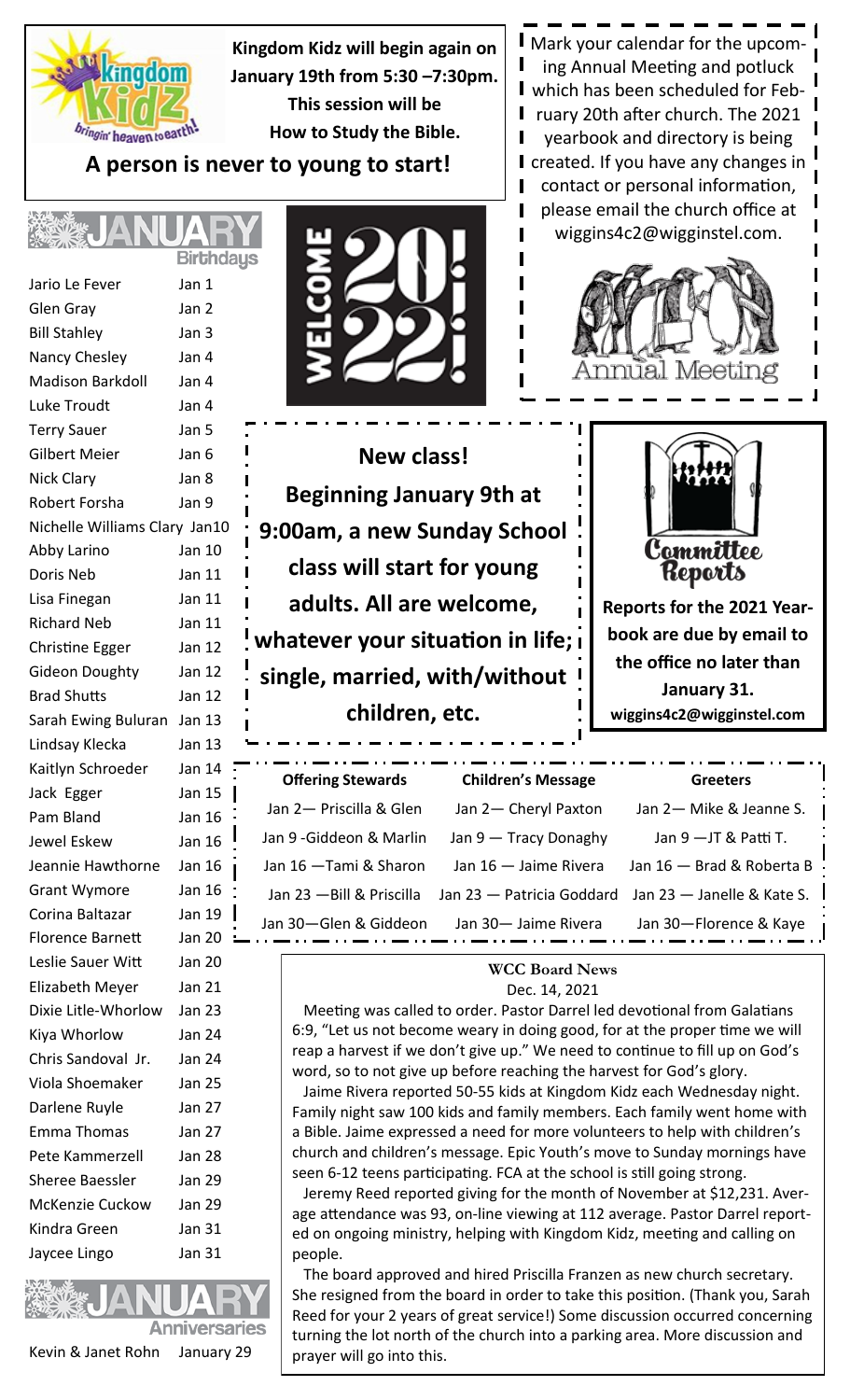**Kingdom Kidz will begin again on January 19th from 5:30 –7:30pm. This session will be How to Study the Bible.**

**A person is never to young to start!**

Mark your calendar for the upcoming Annual Meeting and potluck which has been scheduled for February 20th after church. The 2021 yearbook and directory is being created. If you have any changes in contact or personal information, please email the church office at wiggins4c2@wigginstel.com.

## JANUARY Birthdays

| | |
|---|---|
| Jario Le Fever | Jan 1 |
| Glen Gray | Jan 2 |
| Bill Stahley | Jan 3 |
| Nancy Chesley | Jan 4 |
| Madison Barkdoll | Jan 4 |
| Luke Troudt | Jan 4 |
| Terry Sauer | Jan 5 |
| Gilbert Meier | Jan 6 |
| Nick Clary | Jan 8 |
| Robert Forsha | Jan 9 |
| Nichelle Williams Clary | Jan10 |
| Abby Larino | Jan 10 |
| Doris Neb | Jan 11 |
| Lisa Finegan | Jan 11 |
| Richard Neb | Jan 11 |
| Christine Egger | Jan 12 |
| Gideon Doughty | Jan 12 |
| Brad Shutts | Jan 12 |
| Sarah Ewing Buluran | Jan 13 |
| Lindsay Klecka | Jan 13 |
| Kaitlyn Schroeder | Jan 14 |
| Jack Egger | Jan 15 |
| Pam Bland | Jan 16 |
| Jewel Eskew | Jan 16 |
| Jeannie Hawthorne | Jan 16 |
| Grant Wymore | Jan 16 |
| Corina Baltazar | Jan 19 |
| Florence Barnett | Jan 20 |
| Leslie Sauer Witt | Jan 20 |
| Elizabeth Meyer | Jan 21 |
| Dixie Litle-Whorlow | Jan 23 |
| Kiya Whorlow | Jan 24 |
| Chris Sandoval Jr. | Jan 24 |
| Viola Shoemaker | Jan 25 |
| Darlene Ruyle | Jan 27 |
| Emma Thomas | Jan 27 |
| Pete Kammerzell | Jan 28 |
| Sheree Baessler | Jan 29 |
| McKenzie Cuckow | Jan 29 |
| Kindra Green | Jan 31 |
| Jaycee Lingo | Jan 31 |

## JANUARY Anniversaries

Kevin & Janet Rohn — January 29

WELCOME 2022!

**New class!**

**Beginning January 9th at 9:00am, a new Sunday School class will start for young adults. All are welcome, whatever your situation in life; single, married, with/without children, etc.**

### Committee Reports

**Reports for the 2021 Yearbook are due by email to the office no later than January 31.**
**wiggins4c2@wigginstel.com**

| Offering Stewards | Children's Message | Greeters |
|---|---|---|
| Jan 2— Priscilla & Glen | Jan 2— Cheryl Paxton | Jan 2— Mike & Jeanne S. |
| Jan 9 -Giddeon & Marlin | Jan 9 — Tracy Donaghy | Jan 9 —JT & Patti T. |
| Jan 16 —Tami & Sharon | Jan 16 — Jaime Rivera | Jan 16 — Brad & Roberta B |
| Jan 23 —Bill & Priscilla | Jan 23 — Patricia Goddard | Jan 23 — Janelle & Kate S. |
| Jan 30—Glen & Giddeon | Jan 30— Jaime Rivera | Jan 30—Florence & Kaye |

**WCC Board News**
Dec. 14, 2021

Meeting was called to order. Pastor Darrel led devotional from Galatians 6:9, "Let us not become weary in doing good, for at the proper time we will reap a harvest if we don't give up." We need to continue to fill up on God's word, so to not give up before reaching the harvest for God's glory.

Jaime Rivera reported 50-55 kids at Kingdom Kidz each Wednesday night. Family night saw 100 kids and family members. Each family went home with a Bible. Jaime expressed a need for more volunteers to help with children's church and children's message. Epic Youth's move to Sunday mornings have seen 6-12 teens participating. FCA at the school is still going strong.

Jeremy Reed reported giving for the month of November at $12,231. Average attendance was 93, on-line viewing at 112 average. Pastor Darrel reported on ongoing ministry, helping with Kingdom Kidz, meeting and calling on people.

The board approved and hired Priscilla Franzen as new church secretary. She resigned from the board in order to take this position. (Thank you, Sarah Reed for your 2 years of great service!) Some discussion occurred concerning turning the lot north of the church into a parking area. More discussion and prayer will go into this.